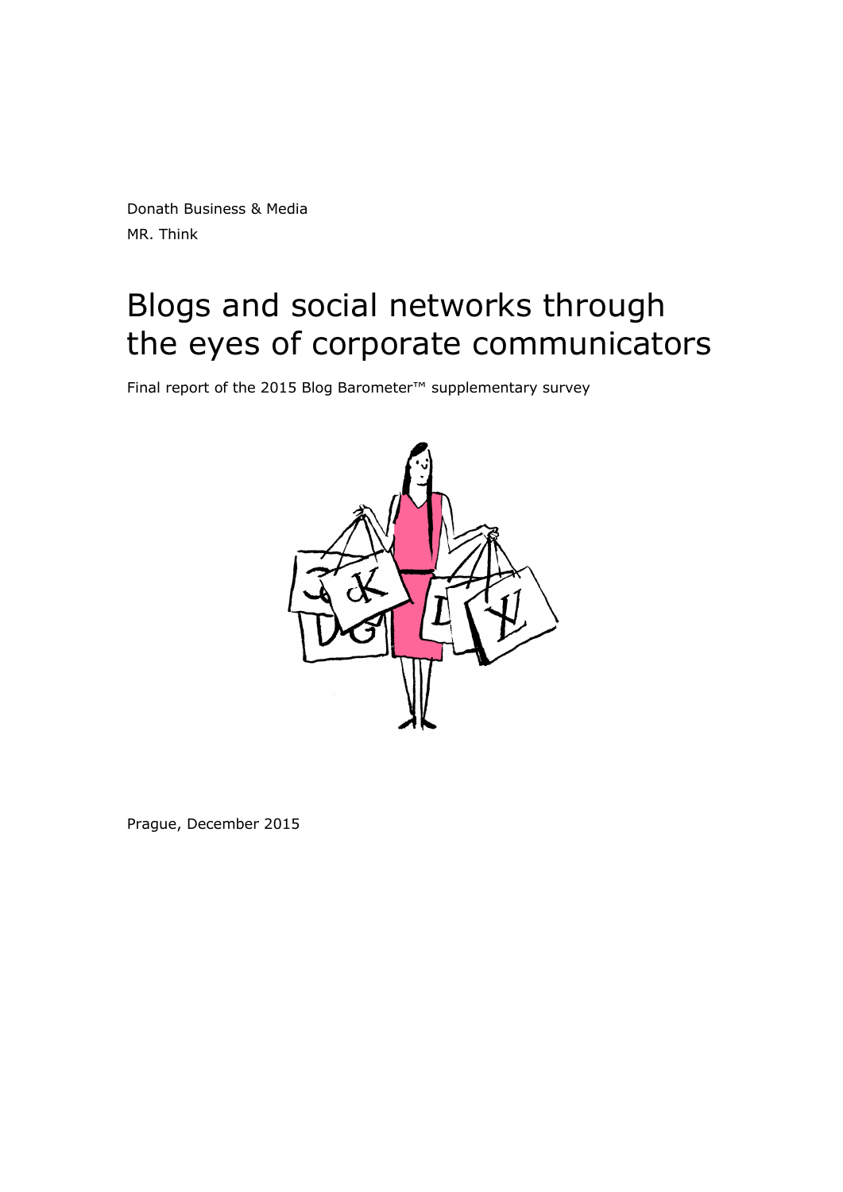Donath Business & Media

MR. Think

# Blogs and social networks through the eyes of corporate communicators

Final report of the 2015 Blog Barometer™ supplementary survey

Prague, December 2015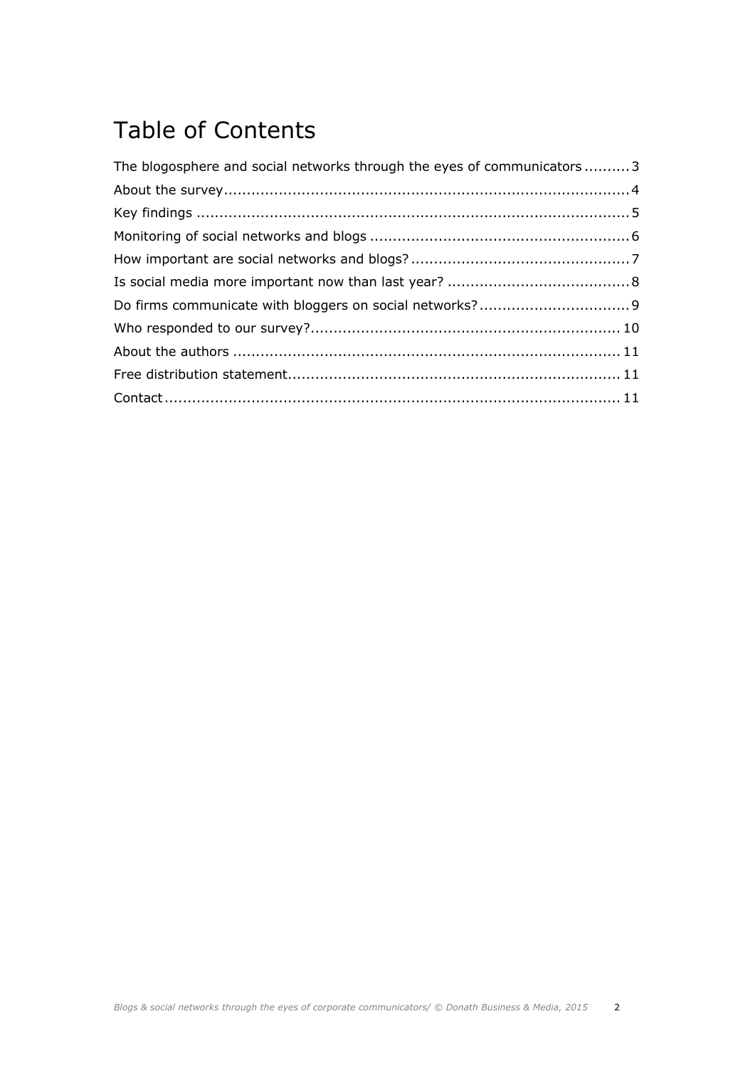# Table of Contents

The blogosphere and social networks through the eyes of communicators .......... 3
About the survey .......... 4
Key findings .......... 5
Monitoring of social networks and blogs .......... 6
How important are social networks and blogs? .......... 7
Is social media more important now than last year? .......... 8
Do firms communicate with bloggers on social networks? .......... 9
Who responded to our survey? .......... 10
About the authors .......... 11
Free distribution statement .......... 11
Contact .......... 11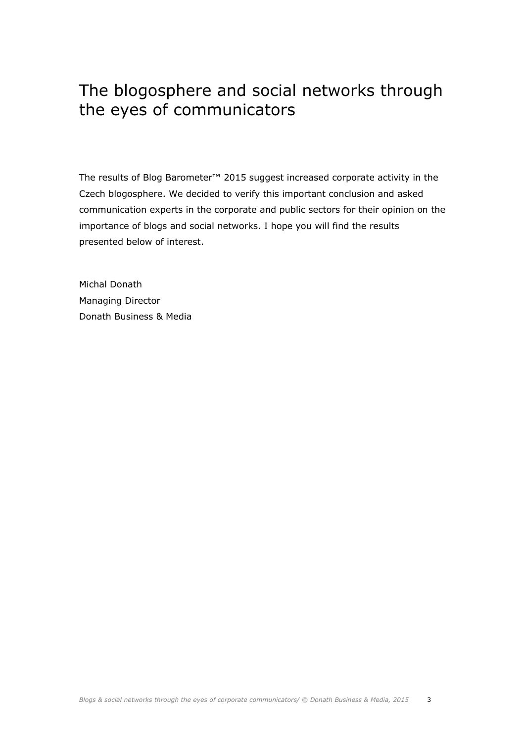# The blogosphere and social networks through the eyes of communicators

The results of Blog Barometer™ 2015 suggest increased corporate activity in the Czech blogosphere. We decided to verify this important conclusion and asked communication experts in the corporate and public sectors for their opinion on the importance of blogs and social networks. I hope you will find the results presented below of interest.

Michal Donath  
Managing Director  
Donath Business & Media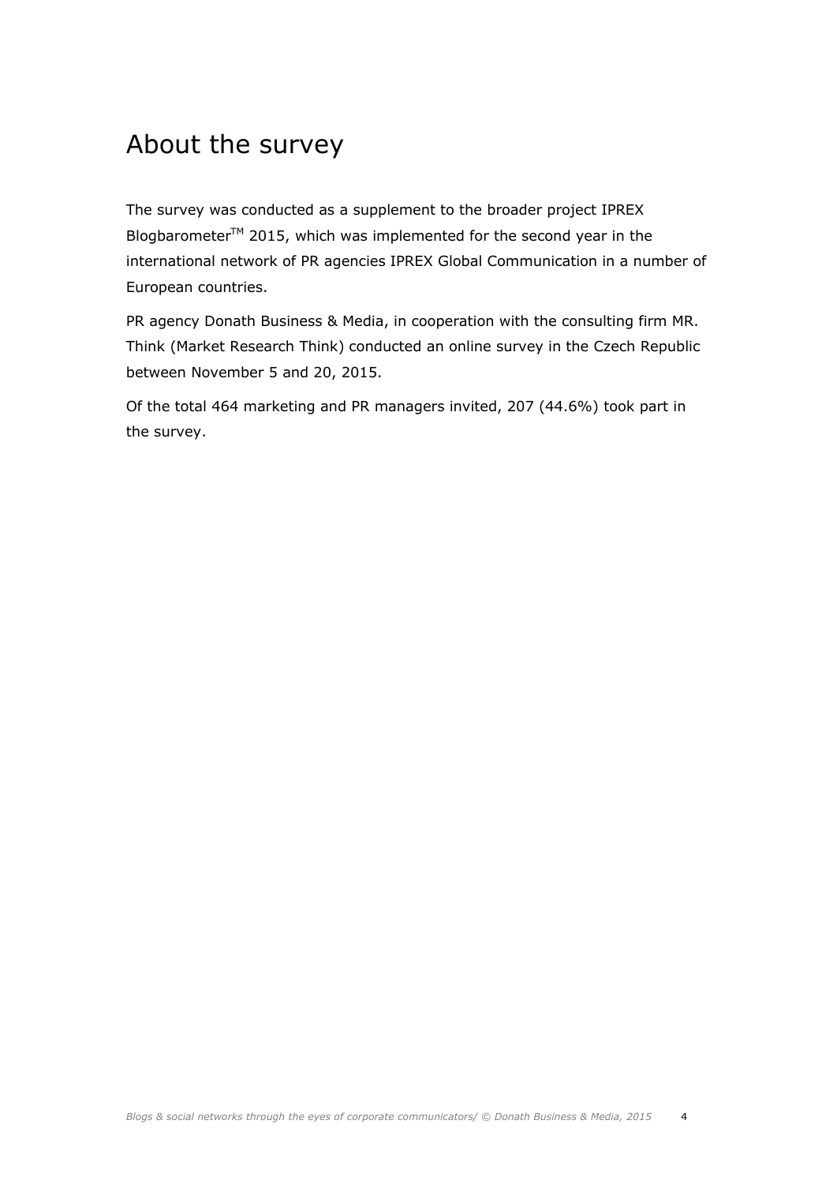# About the survey

The survey was conducted as a supplement to the broader project IPREX Blogbarometer™ 2015, which was implemented for the second year in the international network of PR agencies IPREX Global Communication in a number of European countries.

PR agency Donath Business & Media, in cooperation with the consulting firm MR. Think (Market Research Think) conducted an online survey in the Czech Republic between November 5 and 20, 2015.

Of the total 464 marketing and PR managers invited, 207 (44.6%) took part in the survey.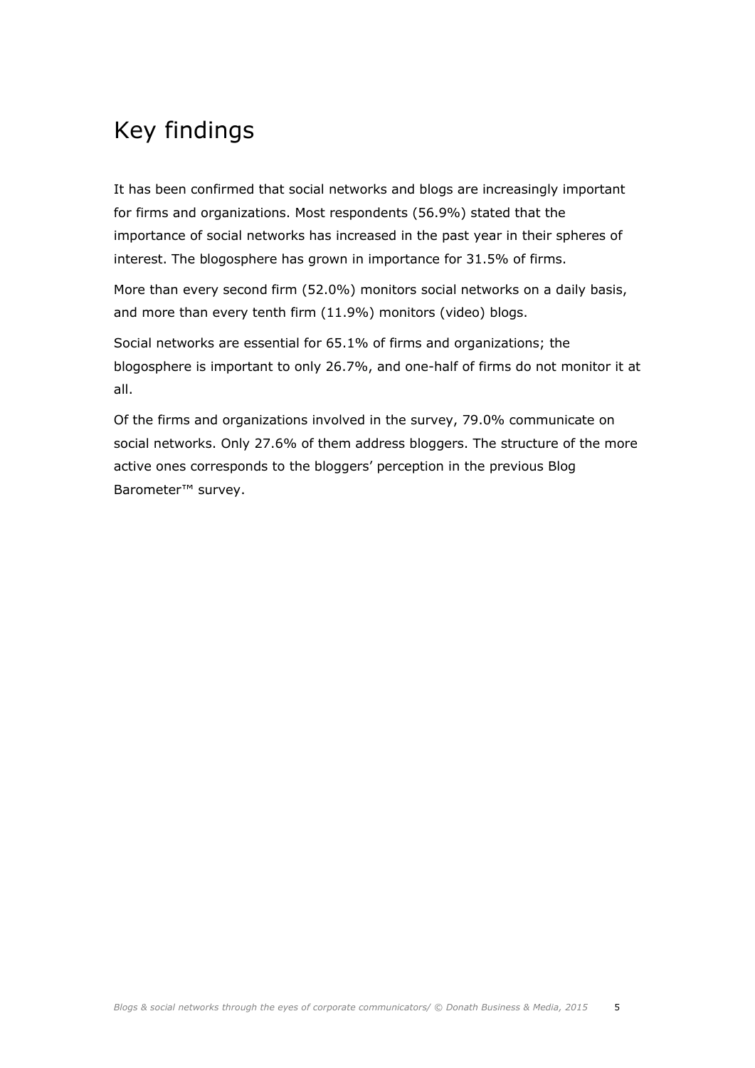# Key findings

It has been confirmed that social networks and blogs are increasingly important for firms and organizations. Most respondents (56.9%) stated that the importance of social networks has increased in the past year in their spheres of interest. The blogosphere has grown in importance for 31.5% of firms.

More than every second firm (52.0%) monitors social networks on a daily basis, and more than every tenth firm (11.9%) monitors (video) blogs.

Social networks are essential for 65.1% of firms and organizations; the blogosphere is important to only 26.7%, and one-half of firms do not monitor it at all.

Of the firms and organizations involved in the survey, 79.0% communicate on social networks. Only 27.6% of them address bloggers. The structure of the more active ones corresponds to the bloggers' perception in the previous Blog Barometer™ survey.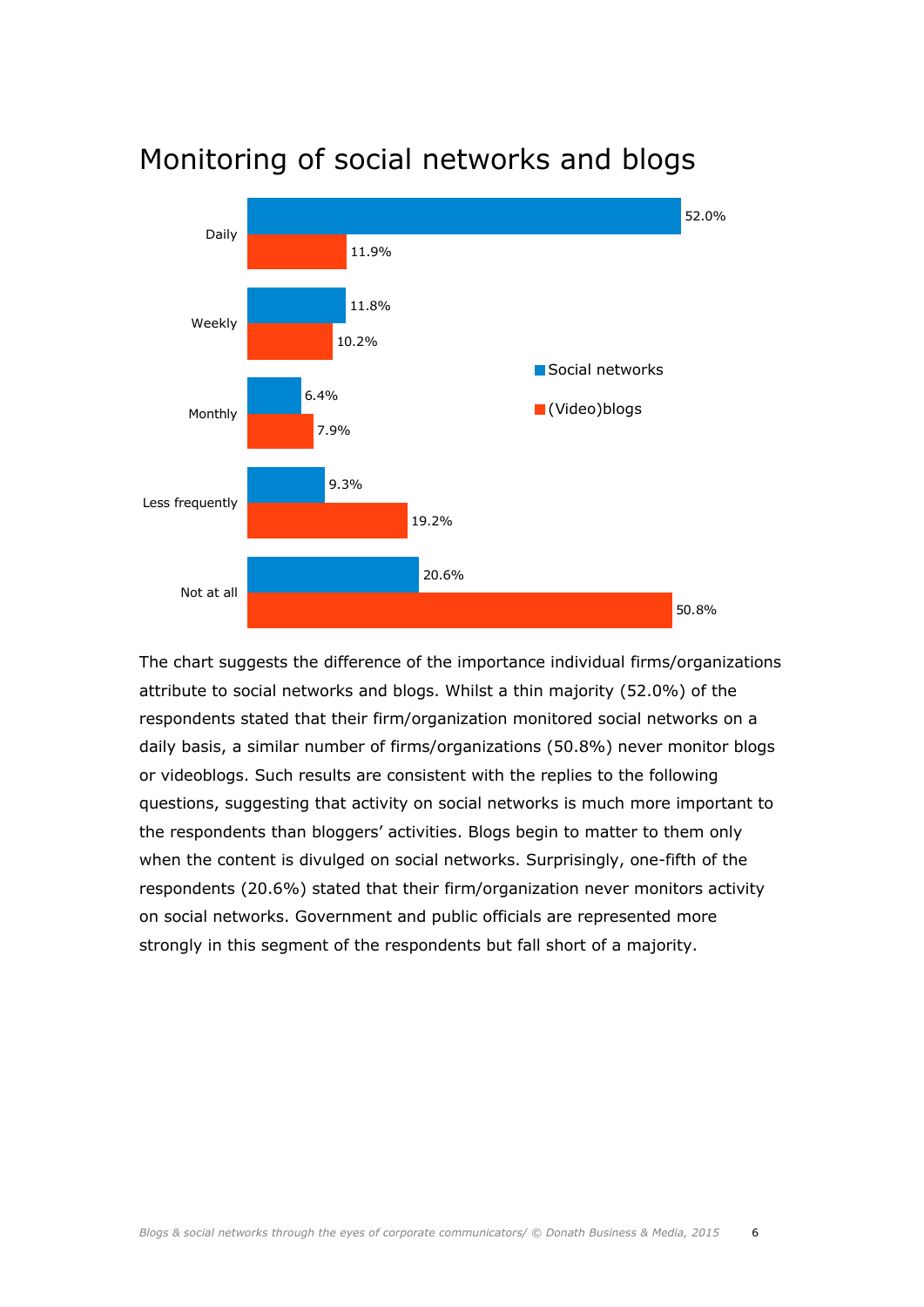# Monitoring of social networks and blogs

| | Social networks | (Video)blogs |
|---|---|---|
| Daily | 52.0% | 11.9% |
| Weekly | 11.8% | 10.2% |
| Monthly | 6.4% | 7.9% |
| Less frequently | 9.3% | 19.2% |
| Not at all | 20.6% | 50.8% |

The chart suggests the difference of the importance individual firms/organizations attribute to social networks and blogs. Whilst a thin majority (52.0%) of the respondents stated that their firm/organization monitored social networks on a daily basis, a similar number of firms/organizations (50.8%) never monitor blogs or videoblogs. Such results are consistent with the replies to the following questions, suggesting that activity on social networks is much more important to the respondents than bloggers' activities. Blogs begin to matter to them only when the content is divulged on social networks. Surprisingly, one-fifth of the respondents (20.6%) stated that their firm/organization never monitors activity on social networks. Government and public officials are represented more strongly in this segment of the respondents but fall short of a majority.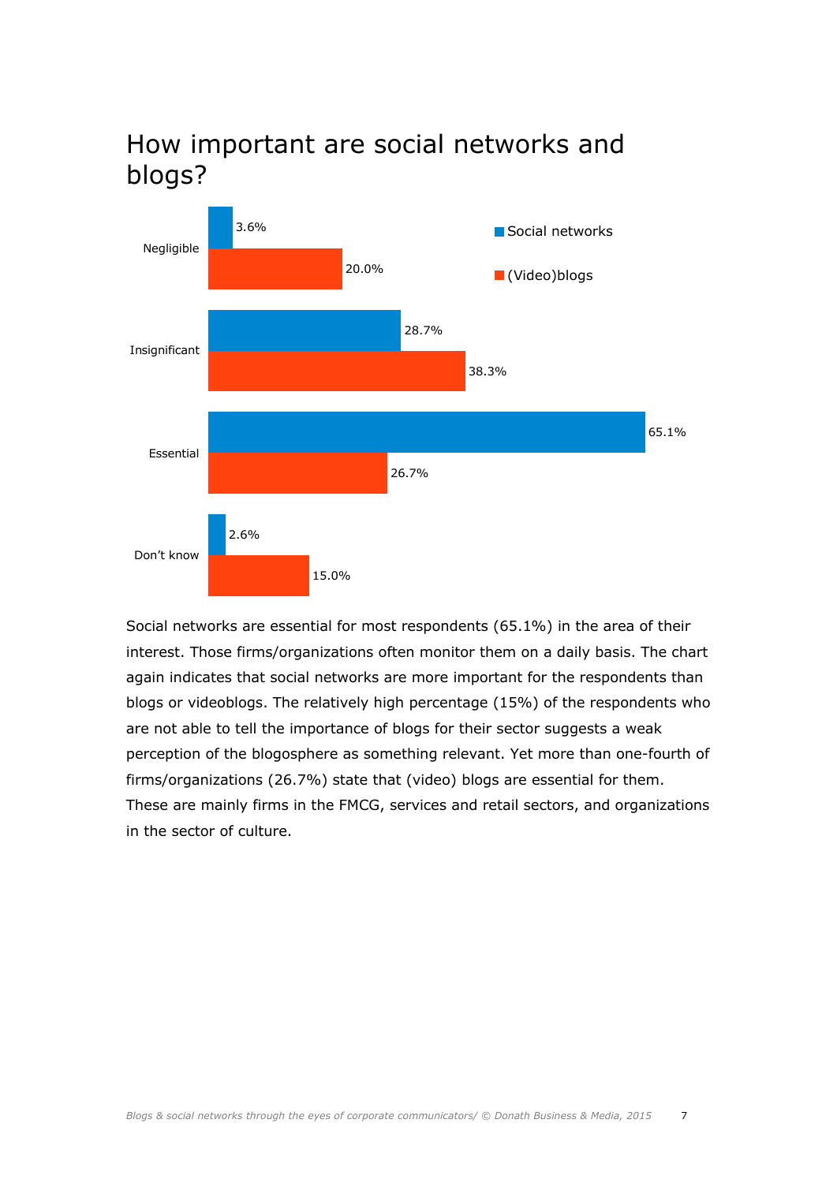# How important are social networks and blogs?

| | Social networks | (Video)blogs |
|---|---|---|
| Negligible | 3.6% | 20.0% |
| Insignificant | 28.7% | 38.3% |
| Essential | 65.1% | 26.7% |
| Don't know | 2.6% | 15.0% |

Social networks are essential for most respondents (65.1%) in the area of their interest. Those firms/organizations often monitor them on a daily basis. The chart again indicates that social networks are more important for the respondents than blogs or videoblogs. The relatively high percentage (15%) of the respondents who are not able to tell the importance of blogs for their sector suggests a weak perception of the blogosphere as something relevant. Yet more than one-fourth of firms/organizations (26.7%) state that (video) blogs are essential for them. These are mainly firms in the FMCG, services and retail sectors, and organizations in the sector of culture.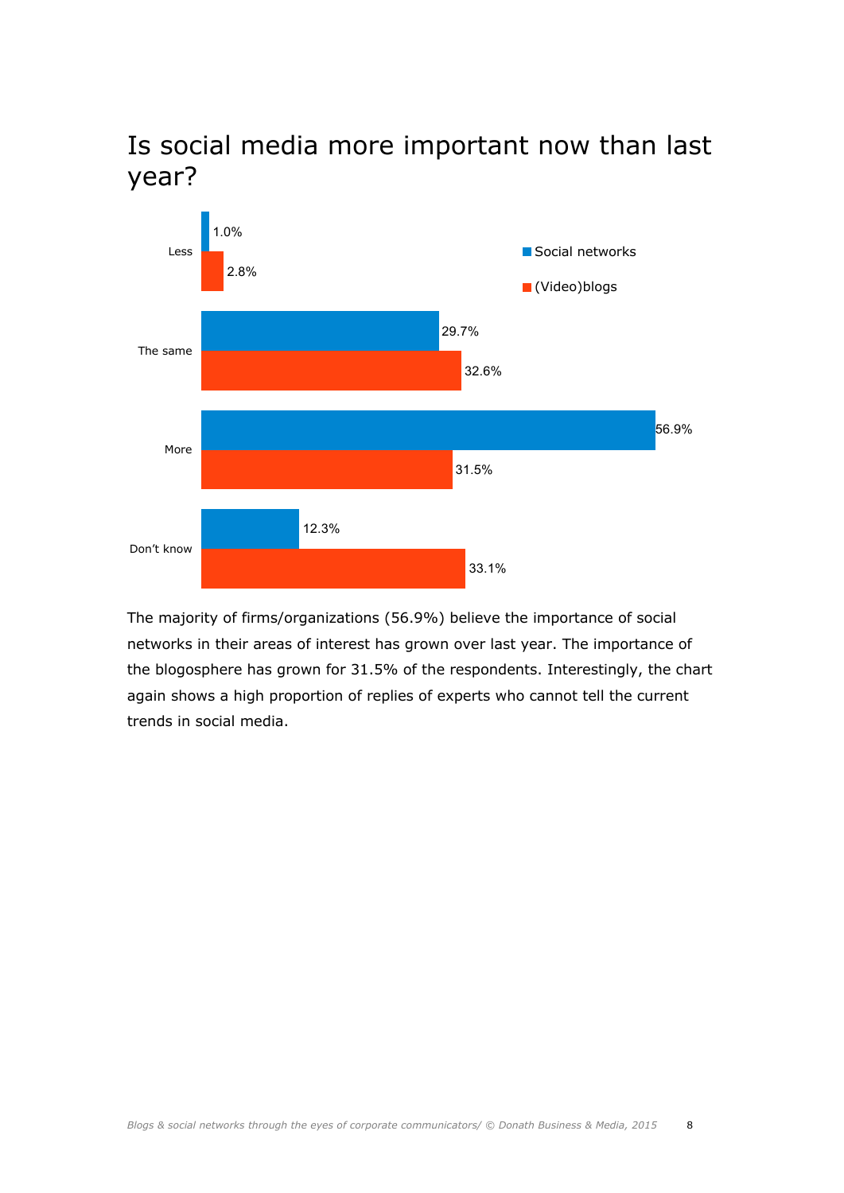# Is social media more important now than last year?

| | Social networks | (Video)blogs |
|---|---|---|
| Less | 1.0% | 2.8% |
| The same | 29.7% | 32.6% |
| More | 56.9% | 31.5% |
| Don't know | 12.3% | 33.1% |

The majority of firms/organizations (56.9%) believe the importance of social networks in their areas of interest has grown over last year. The importance of the blogosphere has grown for 31.5% of the respondents. Interestingly, the chart again shows a high proportion of replies of experts who cannot tell the current trends in social media.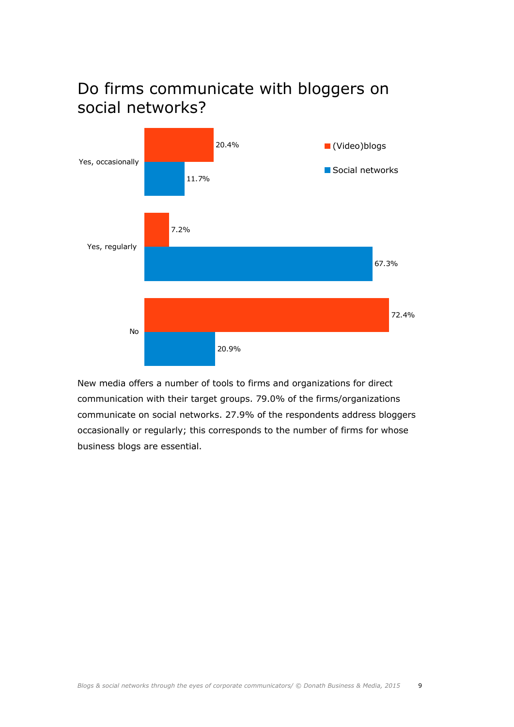# Do firms communicate with bloggers on social networks?

| | (Video)blogs | Social networks |
|---|---|---|
| Yes, occasionally | 20.4% | 11.7% |
| Yes, regularly | 7.2% | 67.3% |
| No | 72.4% | 20.9% |

New media offers a number of tools to firms and organizations for direct communication with their target groups. 79.0% of the firms/organizations communicate on social networks. 27.9% of the respondents address bloggers occasionally or regularly; this corresponds to the number of firms for whose business blogs are essential.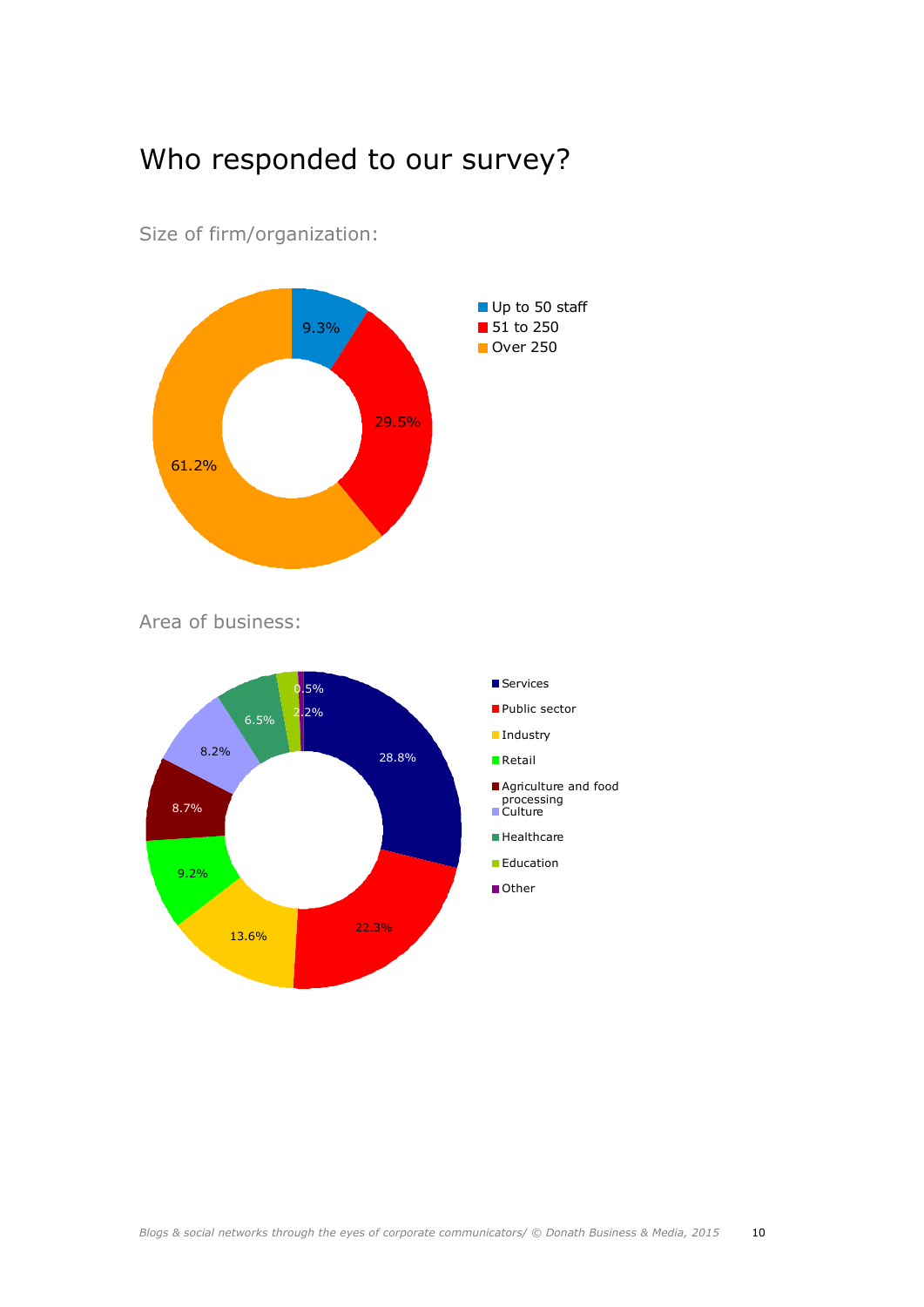# Who responded to our survey?

Size of firm/organization:

| Size | Share |
|---|---|
| Up to 50 staff | 9.3% |
| 51 to 250 | 29.5% |
| Over 250 | 61.2% |

Area of business:

| Area | Share |
|---|---|
| Services | 28.8% |
| Public sector | 22.3% |
| Industry | 13.6% |
| Retail | 9.2% |
| Agriculture and food processing | 8.7% |
| Culture | 8.2% |
| Healthcare | 6.5% |
| Education | 2.2% |
| Other | 0.5% |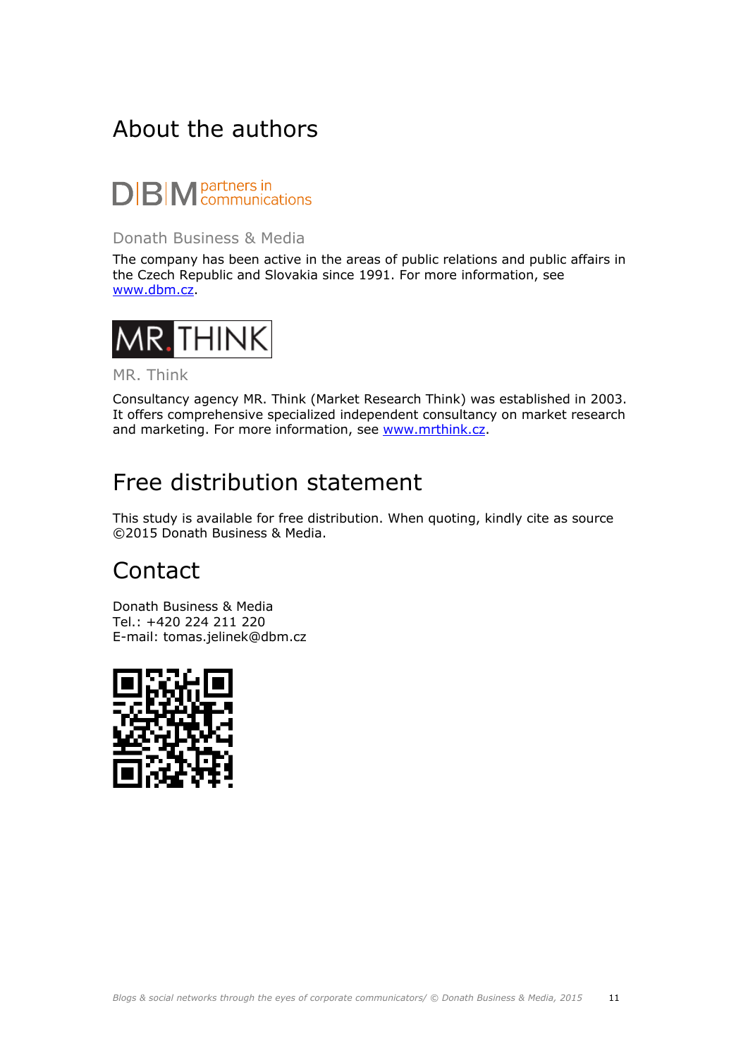# About the authors

DBM partners in communications

Donath Business & Media

The company has been active in the areas of public relations and public affairs in the Czech Republic and Slovakia since 1991. For more information, see www.dbm.cz.

MR. THINK

MR. Think

Consultancy agency MR. Think (Market Research Think) was established in 2003. It offers comprehensive specialized independent consultancy on market research and marketing. For more information, see www.mrthink.cz.

# Free distribution statement

This study is available for free distribution. When quoting, kindly cite as source ©2015 Donath Business & Media.

# Contact

Donath Business & Media
Tel.: +420 224 211 220
E-mail: tomas.jelinek@dbm.cz